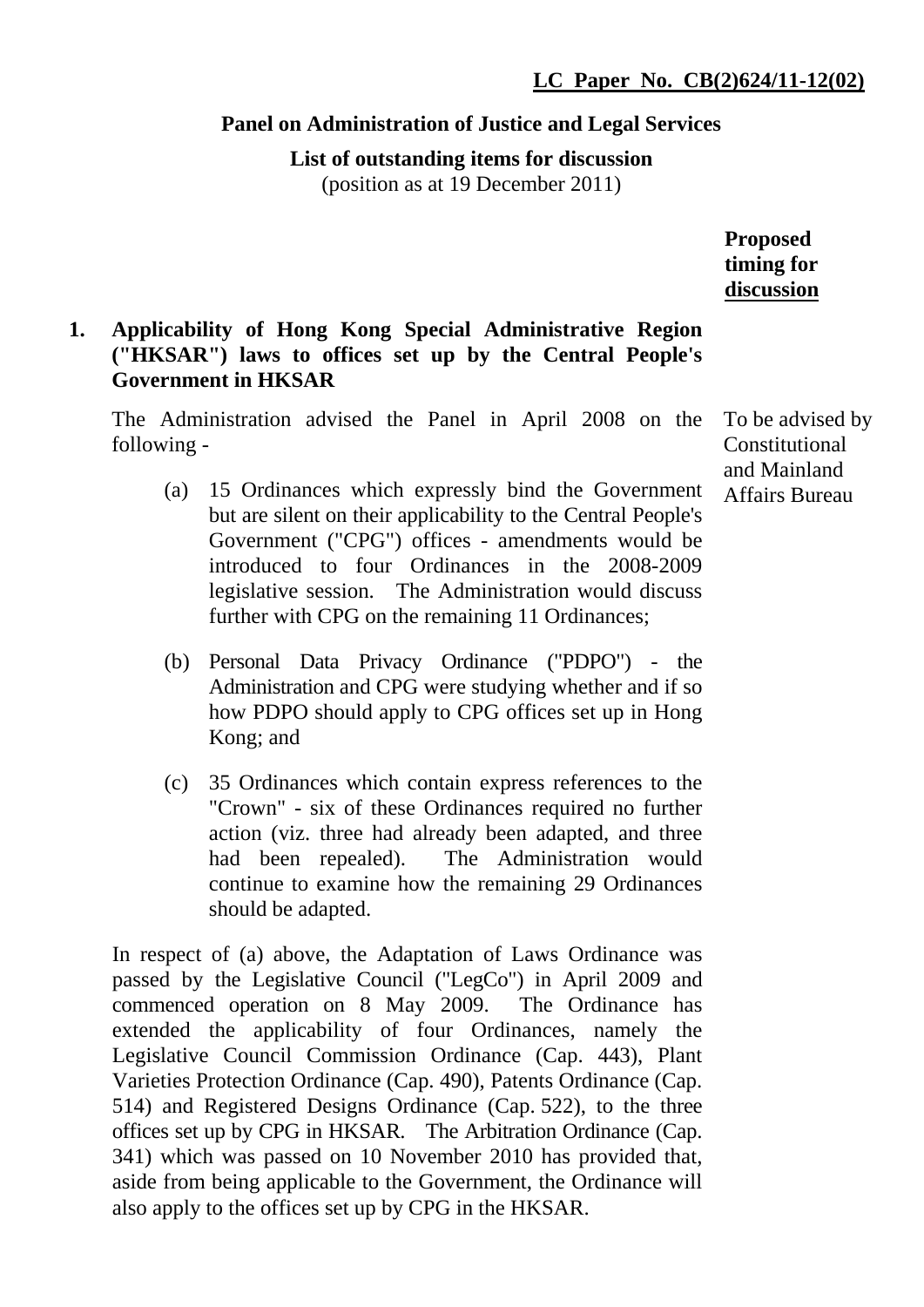**LC Paper No. CB(2)624/11-12(02)**

## Panel on Administration of Justice and Legal Services

**List of outstanding items for discussion**
(position as at 19 December 2011)

**Proposed timing for discussion**

### 1. Applicability of Hong Kong Special Administrative Region ("HKSAR") laws to offices set up by the Central People's Government in HKSAR

*Proposed timing for discussion:* To be advised by Constitutional and Mainland Affairs Bureau

The Administration advised the Panel in April 2008 on the following -

(a) 15 Ordinances which expressly bind the Government but are silent on their applicability to the Central People's Government ("CPG") offices - amendments would be introduced to four Ordinances in the 2008-2009 legislative session. The Administration would discuss further with CPG on the remaining 11 Ordinances;

(b) Personal Data Privacy Ordinance ("PDPO") - the Administration and CPG were studying whether and if so how PDPO should apply to CPG offices set up in Hong Kong; and

(c) 35 Ordinances which contain express references to the "Crown" - six of these Ordinances required no further action (viz. three had already been adapted, and three had been repealed). The Administration would continue to examine how the remaining 29 Ordinances should be adapted.

In respect of (a) above, the Adaptation of Laws Ordinance was passed by the Legislative Council ("LegCo") in April 2009 and commenced operation on 8 May 2009. The Ordinance has extended the applicability of four Ordinances, namely the Legislative Council Commission Ordinance (Cap. 443), Plant Varieties Protection Ordinance (Cap. 490), Patents Ordinance (Cap. 514) and Registered Designs Ordinance (Cap. 522), to the three offices set up by CPG in HKSAR. The Arbitration Ordinance (Cap. 341) which was passed on 10 November 2010 has provided that, aside from being applicable to the Government, the Ordinance will also apply to the offices set up by CPG in the HKSAR.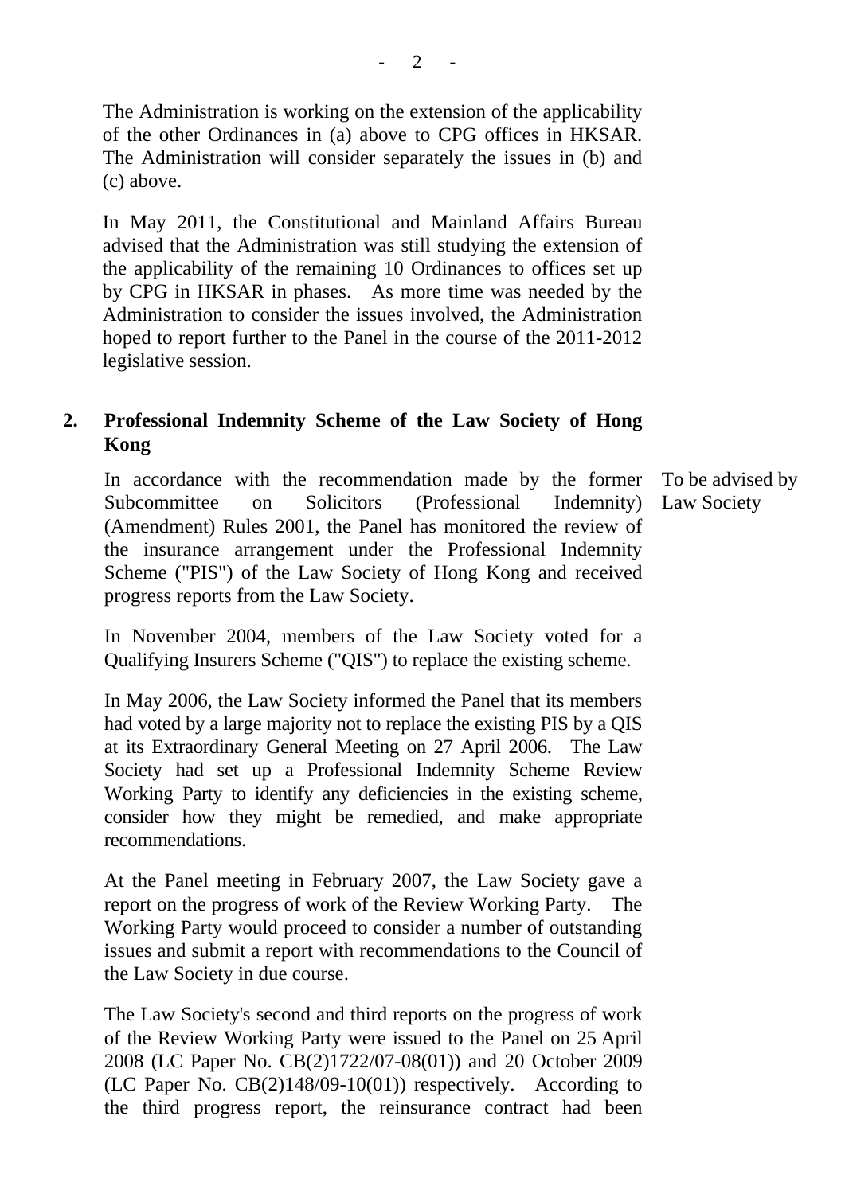The Administration is working on the extension of the applicability of the other Ordinances in (a) above to CPG offices in HKSAR. The Administration will consider separately the issues in (b) and (c) above.

In May 2011, the Constitutional and Mainland Affairs Bureau advised that the Administration was still studying the extension of the applicability of the remaining 10 Ordinances to offices set up by CPG in HKSAR in phases. As more time was needed by the Administration to consider the issues involved, the Administration hoped to report further to the Panel in the course of the 2011-2012 legislative session.

**2. Professional Indemnity Scheme of the Law Society of Hong Kong**

In accordance with the recommendation made by the former Subcommittee on Solicitors (Professional Indemnity) (Amendment) Rules 2001, the Panel has monitored the review of the insurance arrangement under the Professional Indemnity Scheme ("PIS") of the Law Society of Hong Kong and received progress reports from the Law Society.

To be advised by Law Society

In November 2004, members of the Law Society voted for a Qualifying Insurers Scheme ("QIS") to replace the existing scheme.

In May 2006, the Law Society informed the Panel that its members had voted by a large majority not to replace the existing PIS by a QIS at its Extraordinary General Meeting on 27 April 2006. The Law Society had set up a Professional Indemnity Scheme Review Working Party to identify any deficiencies in the existing scheme, consider how they might be remedied, and make appropriate recommendations.

At the Panel meeting in February 2007, the Law Society gave a report on the progress of work of the Review Working Party. The Working Party would proceed to consider a number of outstanding issues and submit a report with recommendations to the Council of the Law Society in due course.

The Law Society's second and third reports on the progress of work of the Review Working Party were issued to the Panel on 25 April 2008 (LC Paper No. CB(2)1722/07-08(01)) and 20 October 2009 (LC Paper No. CB(2)148/09-10(01)) respectively. According to the third progress report, the reinsurance contract had been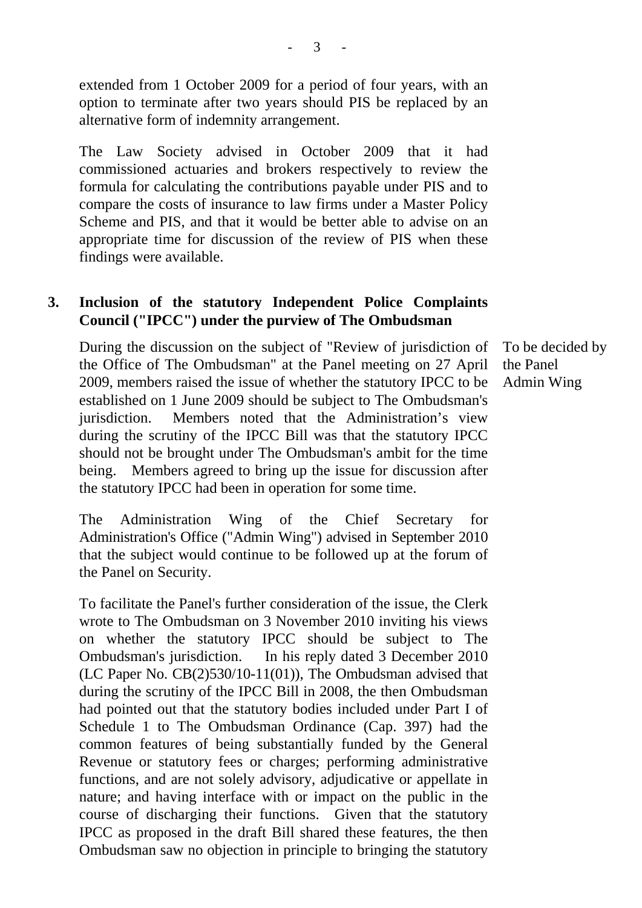extended from 1 October 2009 for a period of four years, with an option to terminate after two years should PIS be replaced by an alternative form of indemnity arrangement.

The Law Society advised in October 2009 that it had commissioned actuaries and brokers respectively to review the formula for calculating the contributions payable under PIS and to compare the costs of insurance to law firms under a Master Policy Scheme and PIS, and that it would be better able to advise on an appropriate time for discussion of the review of PIS when these findings were available.

**3. Inclusion of the statutory Independent Police Complaints Council ("IPCC") under the purview of The Ombudsman**

To be decided by the Panel
Admin Wing

During the discussion on the subject of "Review of jurisdiction of the Office of The Ombudsman" at the Panel meeting on 27 April 2009, members raised the issue of whether the statutory IPCC to be established on 1 June 2009 should be subject to The Ombudsman's jurisdiction. Members noted that the Administration's view during the scrutiny of the IPCC Bill was that the statutory IPCC should not be brought under The Ombudsman's ambit for the time being. Members agreed to bring up the issue for discussion after the statutory IPCC had been in operation for some time.

The Administration Wing of the Chief Secretary for Administration's Office ("Admin Wing") advised in September 2010 that the subject would continue to be followed up at the forum of the Panel on Security.

To facilitate the Panel's further consideration of the issue, the Clerk wrote to The Ombudsman on 3 November 2010 inviting his views on whether the statutory IPCC should be subject to The Ombudsman's jurisdiction. In his reply dated 3 December 2010 (LC Paper No. CB(2)530/10-11(01)), The Ombudsman advised that during the scrutiny of the IPCC Bill in 2008, the then Ombudsman had pointed out that the statutory bodies included under Part I of Schedule 1 to The Ombudsman Ordinance (Cap. 397) had the common features of being substantially funded by the General Revenue or statutory fees or charges; performing administrative functions, and are not solely advisory, adjudicative or appellate in nature; and having interface with or impact on the public in the course of discharging their functions. Given that the statutory IPCC as proposed in the draft Bill shared these features, the then Ombudsman saw no objection in principle to bringing the statutory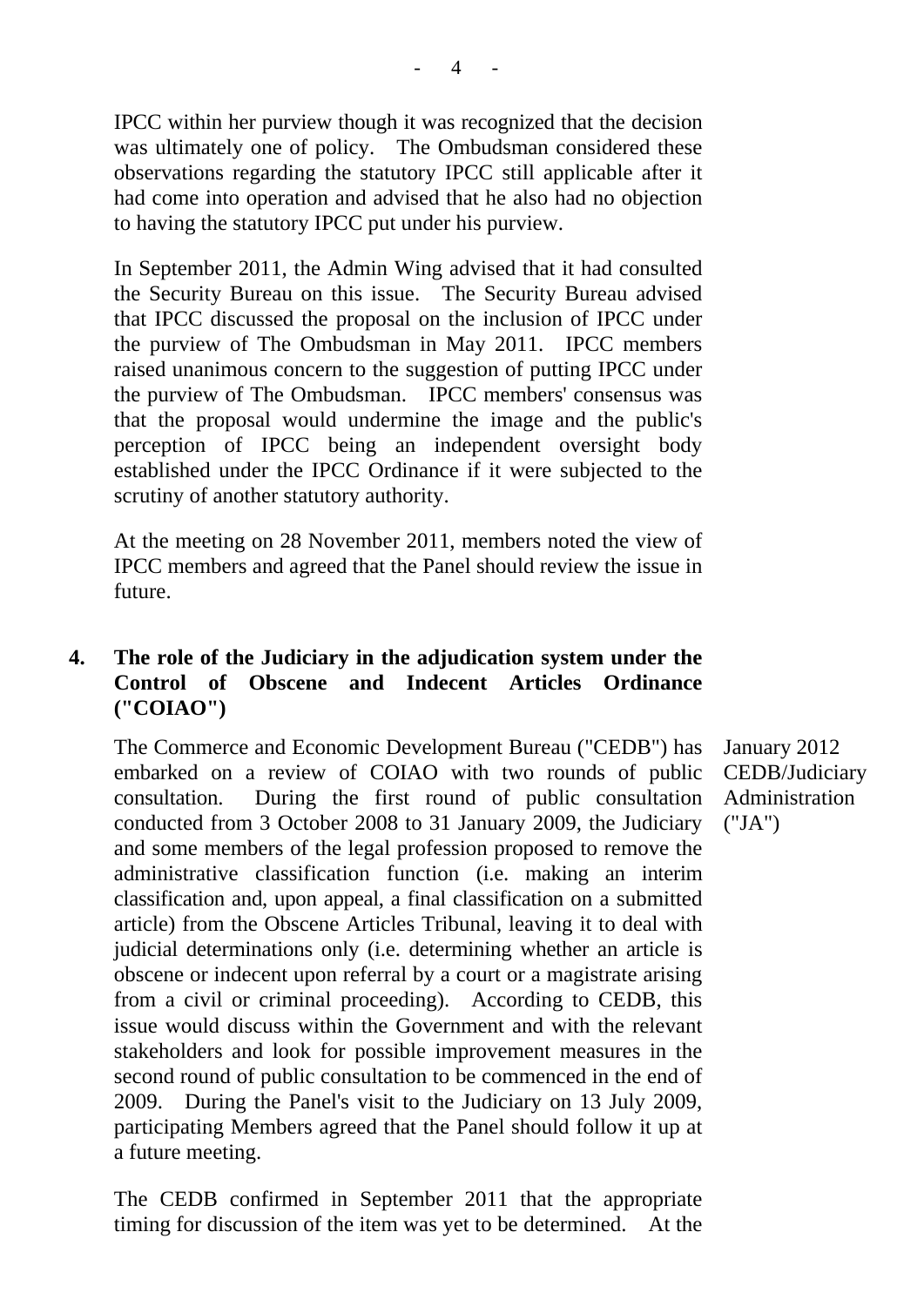IPCC within her purview though it was recognized that the decision was ultimately one of policy. The Ombudsman considered these observations regarding the statutory IPCC still applicable after it had come into operation and advised that he also had no objection to having the statutory IPCC put under his purview.

In September 2011, the Admin Wing advised that it had consulted the Security Bureau on this issue. The Security Bureau advised that IPCC discussed the proposal on the inclusion of IPCC under the purview of The Ombudsman in May 2011. IPCC members raised unanimous concern to the suggestion of putting IPCC under the purview of The Ombudsman. IPCC members' consensus was that the proposal would undermine the image and the public's perception of IPCC being an independent oversight body established under the IPCC Ordinance if it were subjected to the scrutiny of another statutory authority.

At the meeting on 28 November 2011, members noted the view of IPCC members and agreed that the Panel should review the issue in future.

**4. The role of the Judiciary in the adjudication system under the Control of Obscene and Indecent Articles Ordinance ("COIAO")**

January 2012
CEDB/Judiciary Administration ("JA")

The Commerce and Economic Development Bureau ("CEDB") has embarked on a review of COIAO with two rounds of public consultation. During the first round of public consultation conducted from 3 October 2008 to 31 January 2009, the Judiciary and some members of the legal profession proposed to remove the administrative classification function (i.e. making an interim classification and, upon appeal, a final classification on a submitted article) from the Obscene Articles Tribunal, leaving it to deal with judicial determinations only (i.e. determining whether an article is obscene or indecent upon referral by a court or a magistrate arising from a civil or criminal proceeding). According to CEDB, this issue would discuss within the Government and with the relevant stakeholders and look for possible improvement measures in the second round of public consultation to be commenced in the end of 2009. During the Panel's visit to the Judiciary on 13 July 2009, participating Members agreed that the Panel should follow it up at a future meeting.

The CEDB confirmed in September 2011 that the appropriate timing for discussion of the item was yet to be determined. At the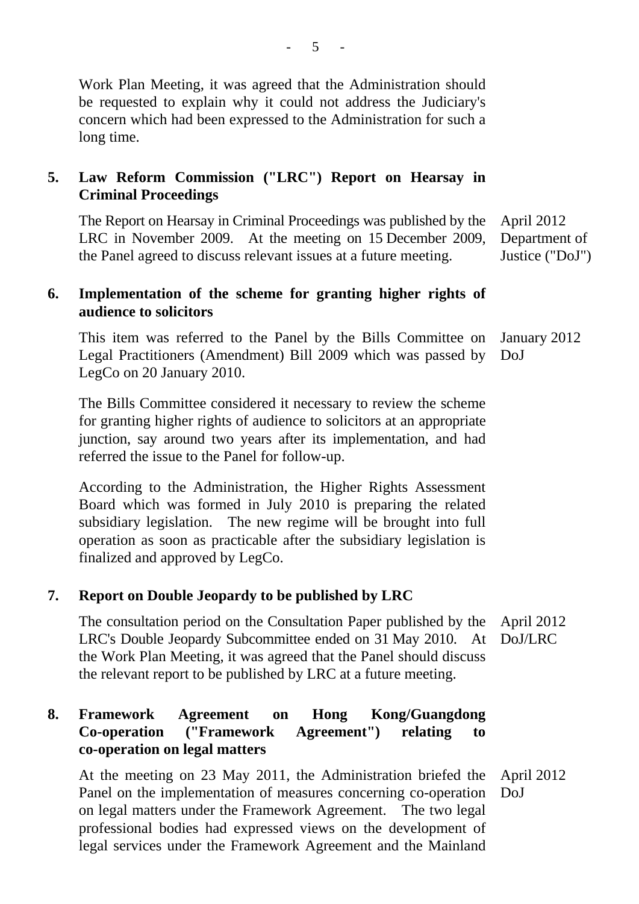Work Plan Meeting, it was agreed that the Administration should be requested to explain why it could not address the Judiciary's concern which had been expressed to the Administration for such a long time.

**5. Law Reform Commission ("LRC") Report on Hearsay in Criminal Proceedings**

The Report on Hearsay in Criminal Proceedings was published by the LRC in November 2009. At the meeting on 15 December 2009, the Panel agreed to discuss relevant issues at a future meeting.

April 2012
Department of Justice ("DoJ")

**6. Implementation of the scheme for granting higher rights of audience to solicitors**

This item was referred to the Panel by the Bills Committee on Legal Practitioners (Amendment) Bill 2009 which was passed by LegCo on 20 January 2010.

January 2012
DoJ

The Bills Committee considered it necessary to review the scheme for granting higher rights of audience to solicitors at an appropriate junction, say around two years after its implementation, and had referred the issue to the Panel for follow-up.

According to the Administration, the Higher Rights Assessment Board which was formed in July 2010 is preparing the related subsidiary legislation. The new regime will be brought into full operation as soon as practicable after the subsidiary legislation is finalized and approved by LegCo.

**7. Report on Double Jeopardy to be published by LRC**

The consultation period on the Consultation Paper published by the LRC's Double Jeopardy Subcommittee ended on 31 May 2010. At the Work Plan Meeting, it was agreed that the Panel should discuss the relevant report to be published by LRC at a future meeting.

April 2012
DoJ/LRC

**8. Framework Agreement on Hong Kong/Guangdong Co-operation ("Framework Agreement") relating to co-operation on legal matters**

At the meeting on 23 May 2011, the Administration briefed the Panel on the implementation of measures concerning co-operation on legal matters under the Framework Agreement. The two legal professional bodies had expressed views on the development of legal services under the Framework Agreement and the Mainland

April 2012
DoJ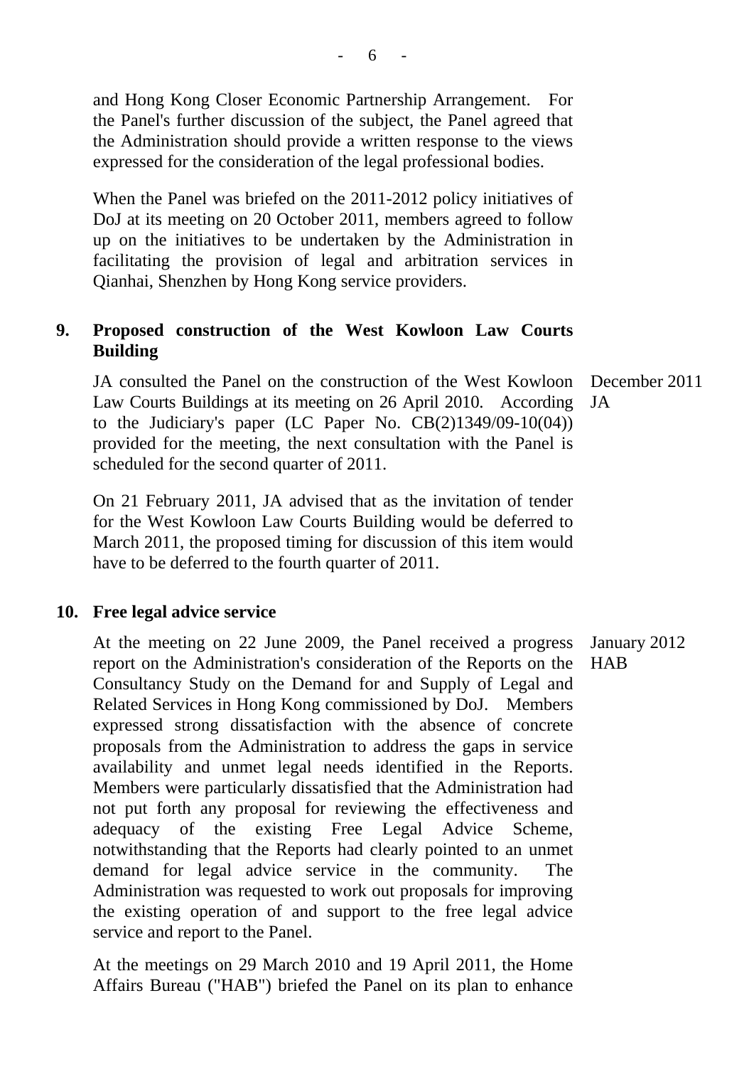and Hong Kong Closer Economic Partnership Arrangement. For the Panel's further discussion of the subject, the Panel agreed that the Administration should provide a written response to the views expressed for the consideration of the legal professional bodies.

When the Panel was briefed on the 2011-2012 policy initiatives of DoJ at its meeting on 20 October 2011, members agreed to follow up on the initiatives to be undertaken by the Administration in facilitating the provision of legal and arbitration services in Qianhai, Shenzhen by Hong Kong service providers.

**9. Proposed construction of the West Kowloon Law Courts Building**

JA consulted the Panel on the construction of the West Kowloon Law Courts Buildings at its meeting on 26 April 2010. According to the Judiciary's paper (LC Paper No. CB(2)1349/09-10(04)) provided for the meeting, the next consultation with the Panel is scheduled for the second quarter of 2011.

December 2011
JA

On 21 February 2011, JA advised that as the invitation of tender for the West Kowloon Law Courts Building would be deferred to March 2011, the proposed timing for discussion of this item would have to be deferred to the fourth quarter of 2011.

**10. Free legal advice service**

At the meeting on 22 June 2009, the Panel received a progress report on the Administration's consideration of the Reports on the Consultancy Study on the Demand for and Supply of Legal and Related Services in Hong Kong commissioned by DoJ. Members expressed strong dissatisfaction with the absence of concrete proposals from the Administration to address the gaps in service availability and unmet legal needs identified in the Reports. Members were particularly dissatisfied that the Administration had not put forth any proposal for reviewing the effectiveness and adequacy of the existing Free Legal Advice Scheme, notwithstanding that the Reports had clearly pointed to an unmet demand for legal advice service in the community. The Administration was requested to work out proposals for improving the existing operation of and support to the free legal advice service and report to the Panel.

January 2012
HAB

At the meetings on 29 March 2010 and 19 April 2011, the Home Affairs Bureau ("HAB") briefed the Panel on its plan to enhance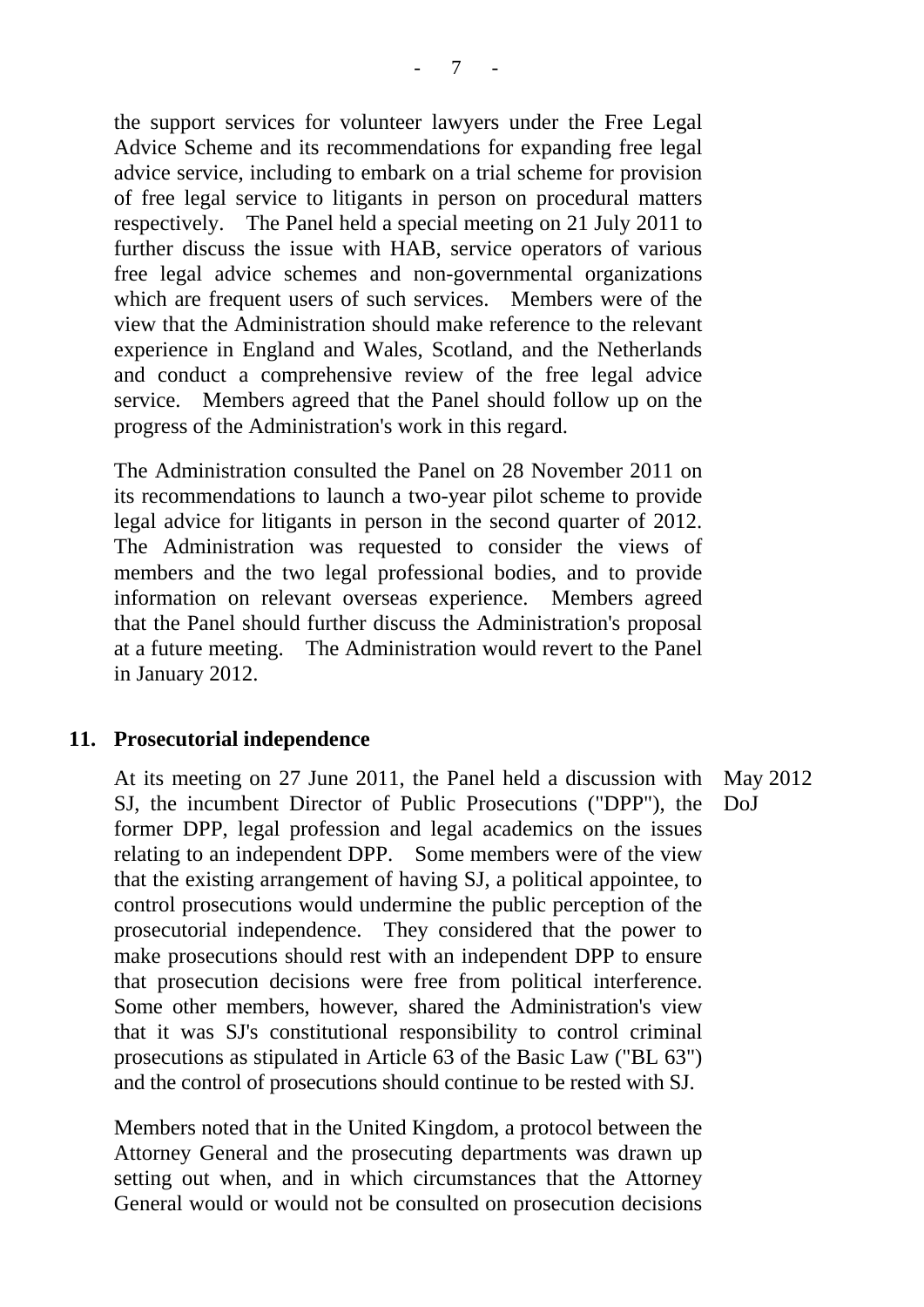the support services for volunteer lawyers under the Free Legal Advice Scheme and its recommendations for expanding free legal advice service, including to embark on a trial scheme for provision of free legal service to litigants in person on procedural matters respectively. The Panel held a special meeting on 21 July 2011 to further discuss the issue with HAB, service operators of various free legal advice schemes and non-governmental organizations which are frequent users of such services. Members were of the view that the Administration should make reference to the relevant experience in England and Wales, Scotland, and the Netherlands and conduct a comprehensive review of the free legal advice service. Members agreed that the Panel should follow up on the progress of the Administration's work in this regard.

The Administration consulted the Panel on 28 November 2011 on its recommendations to launch a two-year pilot scheme to provide legal advice for litigants in person in the second quarter of 2012. The Administration was requested to consider the views of members and the two legal professional bodies, and to provide information on relevant overseas experience. Members agreed that the Panel should further discuss the Administration's proposal at a future meeting. The Administration would revert to the Panel in January 2012.

**11. Prosecutorial independence**

May 2012
DoJ

At its meeting on 27 June 2011, the Panel held a discussion with SJ, the incumbent Director of Public Prosecutions ("DPP"), the former DPP, legal profession and legal academics on the issues relating to an independent DPP. Some members were of the view that the existing arrangement of having SJ, a political appointee, to control prosecutions would undermine the public perception of the prosecutorial independence. They considered that the power to make prosecutions should rest with an independent DPP to ensure that prosecution decisions were free from political interference. Some other members, however, shared the Administration's view that it was SJ's constitutional responsibility to control criminal prosecutions as stipulated in Article 63 of the Basic Law ("BL 63") and the control of prosecutions should continue to be rested with SJ.

Members noted that in the United Kingdom, a protocol between the Attorney General and the prosecuting departments was drawn up setting out when, and in which circumstances that the Attorney General would or would not be consulted on prosecution decisions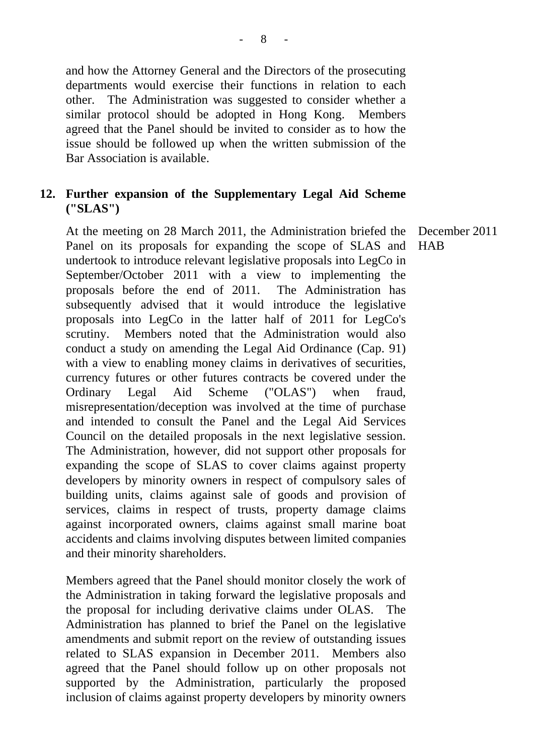and how the Attorney General and the Directors of the prosecuting departments would exercise their functions in relation to each other. The Administration was suggested to consider whether a similar protocol should be adopted in Hong Kong. Members agreed that the Panel should be invited to consider as to how the issue should be followed up when the written submission of the Bar Association is available.

## 12. Further expansion of the Supplementary Legal Aid Scheme ("SLAS")

December 2011
HAB

At the meeting on 28 March 2011, the Administration briefed the Panel on its proposals for expanding the scope of SLAS and undertook to introduce relevant legislative proposals into LegCo in September/October 2011 with a view to implementing the proposals before the end of 2011. The Administration has subsequently advised that it would introduce the legislative proposals into LegCo in the latter half of 2011 for LegCo's scrutiny. Members noted that the Administration would also conduct a study on amending the Legal Aid Ordinance (Cap. 91) with a view to enabling money claims in derivatives of securities, currency futures or other futures contracts be covered under the Ordinary Legal Aid Scheme ("OLAS") when fraud, misrepresentation/deception was involved at the time of purchase and intended to consult the Panel and the Legal Aid Services Council on the detailed proposals in the next legislative session. The Administration, however, did not support other proposals for expanding the scope of SLAS to cover claims against property developers by minority owners in respect of compulsory sales of building units, claims against sale of goods and provision of services, claims in respect of trusts, property damage claims against incorporated owners, claims against small marine boat accidents and claims involving disputes between limited companies and their minority shareholders.

Members agreed that the Panel should monitor closely the work of the Administration in taking forward the legislative proposals and the proposal for including derivative claims under OLAS. The Administration has planned to brief the Panel on the legislative amendments and submit report on the review of outstanding issues related to SLAS expansion in December 2011. Members also agreed that the Panel should follow up on other proposals not supported by the Administration, particularly the proposed inclusion of claims against property developers by minority owners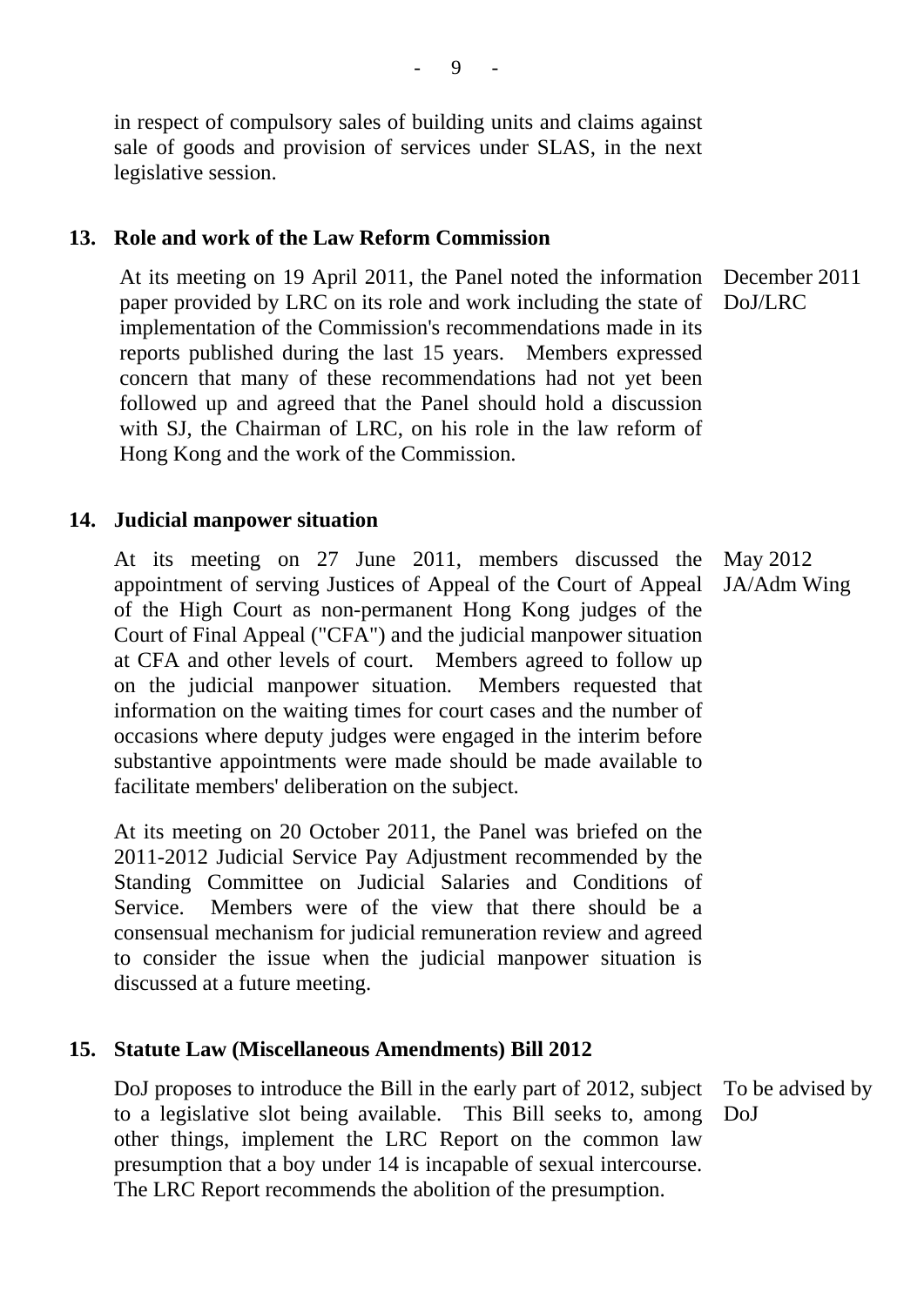in respect of compulsory sales of building units and claims against sale of goods and provision of services under SLAS, in the next legislative session.

**13. Role and work of the Law Reform Commission**

At its meeting on 19 April 2011, the Panel noted the information paper provided by LRC on its role and work including the state of implementation of the Commission's recommendations made in its reports published during the last 15 years. Members expressed concern that many of these recommendations had not yet been followed up and agreed that the Panel should hold a discussion with SJ, the Chairman of LRC, on his role in the law reform of Hong Kong and the work of the Commission.

December 2011
DoJ/LRC

**14. Judicial manpower situation**

At its meeting on 27 June 2011, members discussed the appointment of serving Justices of Appeal of the Court of Appeal of the High Court as non-permanent Hong Kong judges of the Court of Final Appeal ("CFA") and the judicial manpower situation at CFA and other levels of court. Members agreed to follow up on the judicial manpower situation. Members requested that information on the waiting times for court cases and the number of occasions where deputy judges were engaged in the interim before substantive appointments were made should be made available to facilitate members' deliberation on the subject.

May 2012
JA/Adm Wing

At its meeting on 20 October 2011, the Panel was briefed on the 2011-2012 Judicial Service Pay Adjustment recommended by the Standing Committee on Judicial Salaries and Conditions of Service. Members were of the view that there should be a consensual mechanism for judicial remuneration review and agreed to consider the issue when the judicial manpower situation is discussed at a future meeting.

**15. Statute Law (Miscellaneous Amendments) Bill 2012**

DoJ proposes to introduce the Bill in the early part of 2012, subject to a legislative slot being available. This Bill seeks to, among other things, implement the LRC Report on the common law presumption that a boy under 14 is incapable of sexual intercourse. The LRC Report recommends the abolition of the presumption.

To be advised by DoJ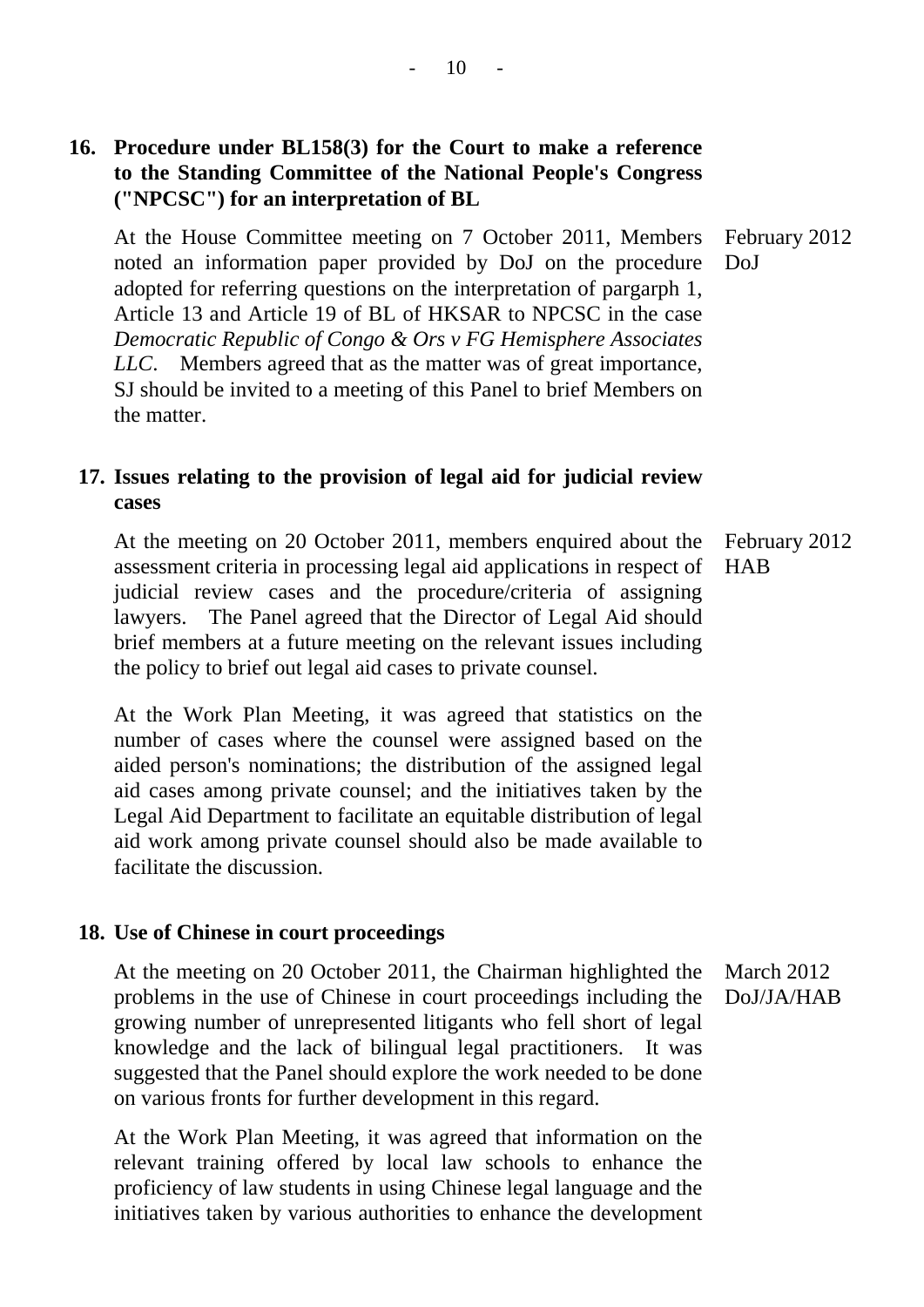**16. Procedure under BL158(3) for the Court to make a reference to the Standing Committee of the National People's Congress ("NPCSC") for an interpretation of BL**

| | |
|---|---|
| At the House Committee meeting on 7 October 2011, Members noted an information paper provided by DoJ on the procedure adopted for referring questions on the interpretation of pargarph 1, Article 13 and Article 19 of BL of HKSAR to NPCSC in the case *Democratic Republic of Congo & Ors v FG Hemisphere Associates LLC*. Members agreed that as the matter was of great importance, SJ should be invited to a meeting of this Panel to brief Members on the matter. | February 2012<br>DoJ |

**17. Issues relating to the provision of legal aid for judicial review cases**

| | |
|---|---|
| At the meeting on 20 October 2011, members enquired about the assessment criteria in processing legal aid applications in respect of judicial review cases and the procedure/criteria of assigning lawyers. The Panel agreed that the Director of Legal Aid should brief members at a future meeting on the relevant issues including the policy to brief out legal aid cases to private counsel.<br><br>At the Work Plan Meeting, it was agreed that statistics on the number of cases where the counsel were assigned based on the aided person's nominations; the distribution of the assigned legal aid cases among private counsel; and the initiatives taken by the Legal Aid Department to facilitate an equitable distribution of legal aid work among private counsel should also be made available to facilitate the discussion. | February 2012<br>HAB |

**18. Use of Chinese in court proceedings**

| | |
|---|---|
| At the meeting on 20 October 2011, the Chairman highlighted the problems in the use of Chinese in court proceedings including the growing number of unrepresented litigants who fell short of legal knowledge and the lack of bilingual legal practitioners. It was suggested that the Panel should explore the work needed to be done on various fronts for further development in this regard.<br><br>At the Work Plan Meeting, it was agreed that information on the relevant training offered by local law schools to enhance the proficiency of law students in using Chinese legal language and the initiatives taken by various authorities to enhance the development | March 2012<br>DoJ/JA/HAB |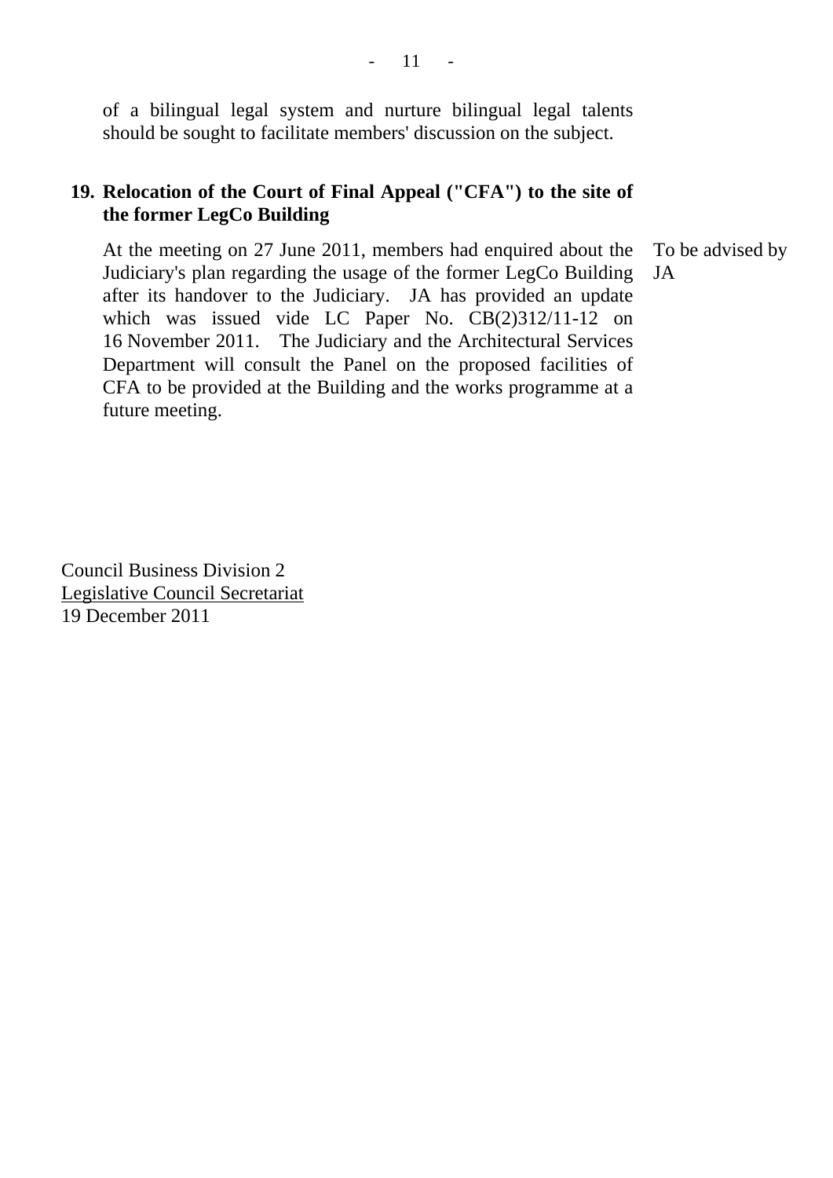of a bilingual legal system and nurture bilingual legal talents should be sought to facilitate members' discussion on the subject.

**19. Relocation of the Court of Final Appeal ("CFA") to the site of the former LegCo Building**

| | |
|---|---|
| At the meeting on 27 June 2011, members had enquired about the Judiciary's plan regarding the usage of the former LegCo Building after its handover to the Judiciary. JA has provided an update which was issued vide LC Paper No. CB(2)312/11-12 on 16 November 2011. The Judiciary and the Architectural Services Department will consult the Panel on the proposed facilities of CFA to be provided at the Building and the works programme at a future meeting. | To be advised by JA |

Council Business Division 2
Legislative Council Secretariat
19 December 2011